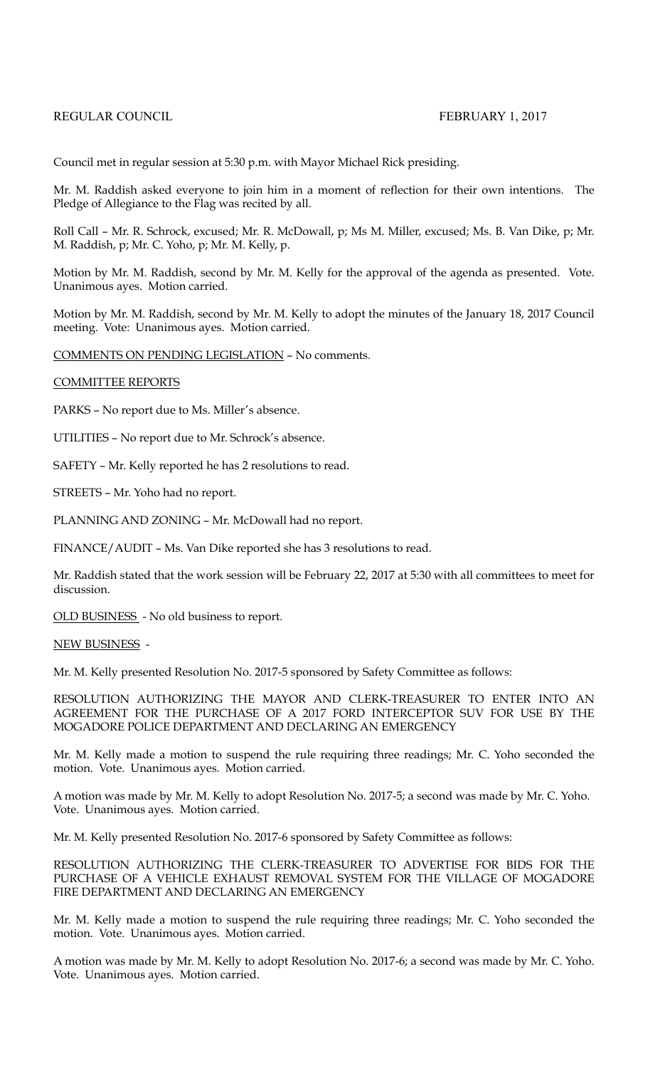REGULAR COUNCIL FEBRUARY 1, 2017

Council met in regular session at 5:30 p.m. with Mayor Michael Rick presiding.

Mr. M. Raddish asked everyone to join him in a moment of reflection for their own intentions. The Pledge of Allegiance to the Flag was recited by all.

Roll Call – Mr. R. Schrock, excused; Mr. R. McDowall, p; Ms M. Miller, excused; Ms. B. Van Dike, p; Mr. M. Raddish, p; Mr. C. Yoho, p; Mr. M. Kelly, p.

Motion by Mr. M. Raddish, second by Mr. M. Kelly for the approval of the agenda as presented. Vote. Unanimous ayes. Motion carried.

Motion by Mr. M. Raddish, second by Mr. M. Kelly to adopt the minutes of the January 18, 2017 Council meeting. Vote: Unanimous ayes. Motion carried.

COMMENTS ON PENDING LEGISLATION – No comments.

COMMITTEE REPORTS

PARKS – No report due to Ms. Miller's absence.

UTILITIES – No report due to Mr. Schrock's absence.

SAFETY – Mr. Kelly reported he has 2 resolutions to read.

STREETS – Mr. Yoho had no report.

PLANNING AND ZONING – Mr. McDowall had no report.

FINANCE/AUDIT – Ms. Van Dike reported she has 3 resolutions to read.

Mr. Raddish stated that the work session will be February 22, 2017 at 5:30 with all committees to meet for discussion.

OLD BUSINESS - No old business to report.

NEW BUSINESS -

Mr. M. Kelly presented Resolution No. 2017-5 sponsored by Safety Committee as follows:

RESOLUTION AUTHORIZING THE MAYOR AND CLERK-TREASURER TO ENTER INTO AN AGREEMENT FOR THE PURCHASE OF A 2017 FORD INTERCEPTOR SUV FOR USE BY THE MOGADORE POLICE DEPARTMENT AND DECLARING AN EMERGENCY

Mr. M. Kelly made a motion to suspend the rule requiring three readings; Mr. C. Yoho seconded the motion. Vote. Unanimous ayes. Motion carried.

A motion was made by Mr. M. Kelly to adopt Resolution No. 2017-5; a second was made by Mr. C. Yoho. Vote. Unanimous ayes. Motion carried.

Mr. M. Kelly presented Resolution No. 2017-6 sponsored by Safety Committee as follows:

RESOLUTION AUTHORIZING THE CLERK-TREASURER TO ADVERTISE FOR BIDS FOR THE PURCHASE OF A VEHICLE EXHAUST REMOVAL SYSTEM FOR THE VILLAGE OF MOGADORE FIRE DEPARTMENT AND DECLARING AN EMERGENCY

Mr. M. Kelly made a motion to suspend the rule requiring three readings; Mr. C. Yoho seconded the motion. Vote. Unanimous ayes. Motion carried.

A motion was made by Mr. M. Kelly to adopt Resolution No. 2017-6; a second was made by Mr. C. Yoho. Vote. Unanimous ayes. Motion carried.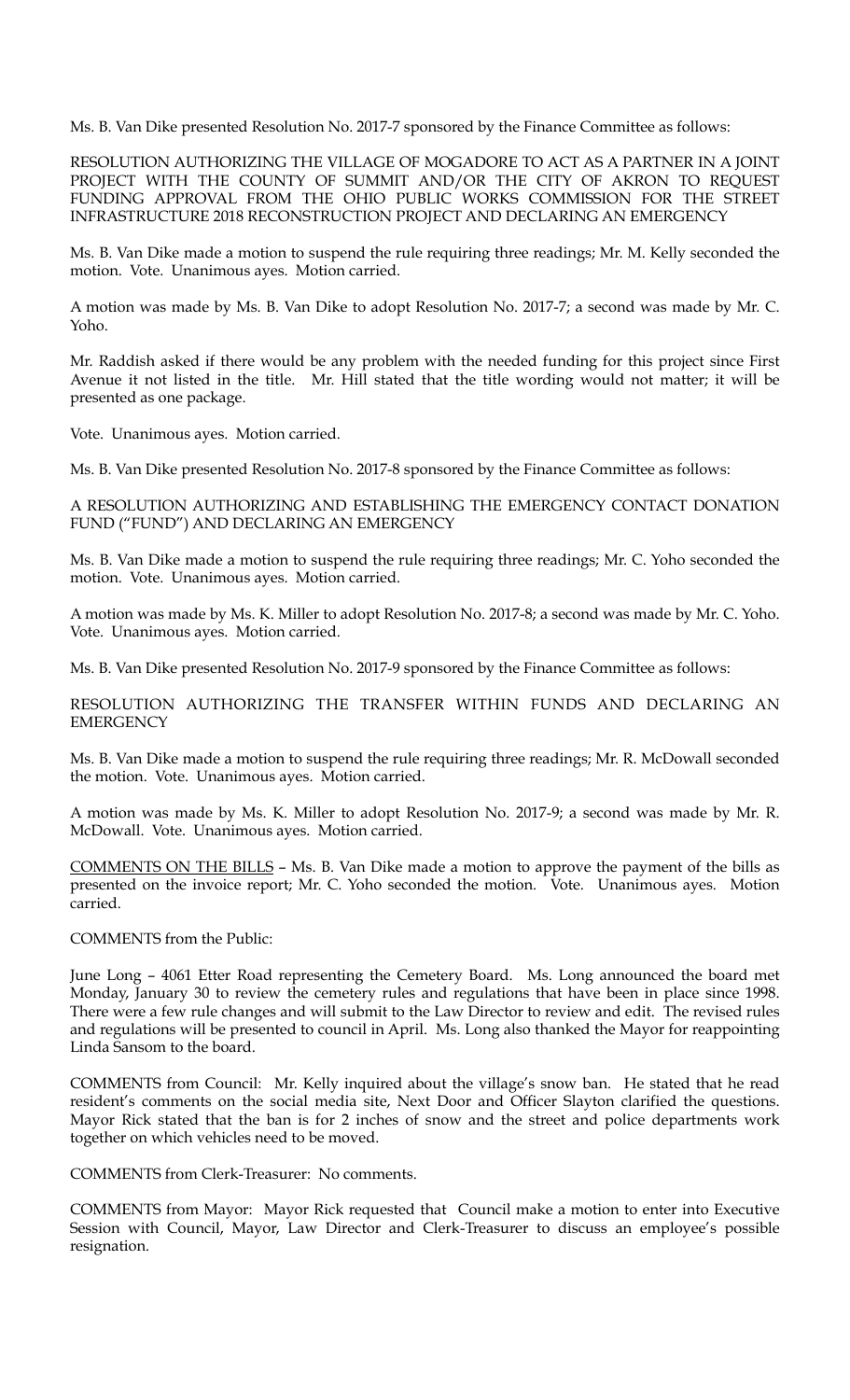Ms. B. Van Dike presented Resolution No. 2017-7 sponsored by the Finance Committee as follows:

RESOLUTION AUTHORIZING THE VILLAGE OF MOGADORE TO ACT AS A PARTNER IN A JOINT PROJECT WITH THE COUNTY OF SUMMIT AND/OR THE CITY OF AKRON TO REQUEST FUNDING APPROVAL FROM THE OHIO PUBLIC WORKS COMMISSION FOR THE STREET INFRASTRUCTURE 2018 RECONSTRUCTION PROJECT AND DECLARING AN EMERGENCY

Ms. B. Van Dike made a motion to suspend the rule requiring three readings; Mr. M. Kelly seconded the motion. Vote. Unanimous ayes. Motion carried.

A motion was made by Ms. B. Van Dike to adopt Resolution No. 2017-7; a second was made by Mr. C. Yoho.

Mr. Raddish asked if there would be any problem with the needed funding for this project since First Avenue it not listed in the title. Mr. Hill stated that the title wording would not matter; it will be presented as one package.

Vote. Unanimous ayes. Motion carried.

Ms. B. Van Dike presented Resolution No. 2017-8 sponsored by the Finance Committee as follows:

A RESOLUTION AUTHORIZING AND ESTABLISHING THE EMERGENCY CONTACT DONATION FUND ("FUND") AND DECLARING AN EMERGENCY

Ms. B. Van Dike made a motion to suspend the rule requiring three readings; Mr. C. Yoho seconded the motion. Vote. Unanimous ayes. Motion carried.

A motion was made by Ms. K. Miller to adopt Resolution No. 2017-8; a second was made by Mr. C. Yoho. Vote. Unanimous ayes. Motion carried.

Ms. B. Van Dike presented Resolution No. 2017-9 sponsored by the Finance Committee as follows:

RESOLUTION AUTHORIZING THE TRANSFER WITHIN FUNDS AND DECLARING AN EMERGENCY

Ms. B. Van Dike made a motion to suspend the rule requiring three readings; Mr. R. McDowall seconded the motion. Vote. Unanimous ayes. Motion carried.

A motion was made by Ms. K. Miller to adopt Resolution No. 2017-9; a second was made by Mr. R. McDowall. Vote. Unanimous ayes. Motion carried.

COMMENTS ON THE BILLS – Ms. B. Van Dike made a motion to approve the payment of the bills as presented on the invoice report; Mr. C. Yoho seconded the motion. Vote. Unanimous ayes. Motion carried.

COMMENTS from the Public:

June Long – 4061 Etter Road representing the Cemetery Board. Ms. Long announced the board met Monday, January 30 to review the cemetery rules and regulations that have been in place since 1998. There were a few rule changes and will submit to the Law Director to review and edit. The revised rules and regulations will be presented to council in April. Ms. Long also thanked the Mayor for reappointing Linda Sansom to the board.

COMMENTS from Council: Mr. Kelly inquired about the village's snow ban. He stated that he read resident's comments on the social media site, Next Door and Officer Slayton clarified the questions. Mayor Rick stated that the ban is for 2 inches of snow and the street and police departments work together on which vehicles need to be moved.

COMMENTS from Clerk-Treasurer: No comments.

COMMENTS from Mayor: Mayor Rick requested that Council make a motion to enter into Executive Session with Council, Mayor, Law Director and Clerk-Treasurer to discuss an employee's possible resignation.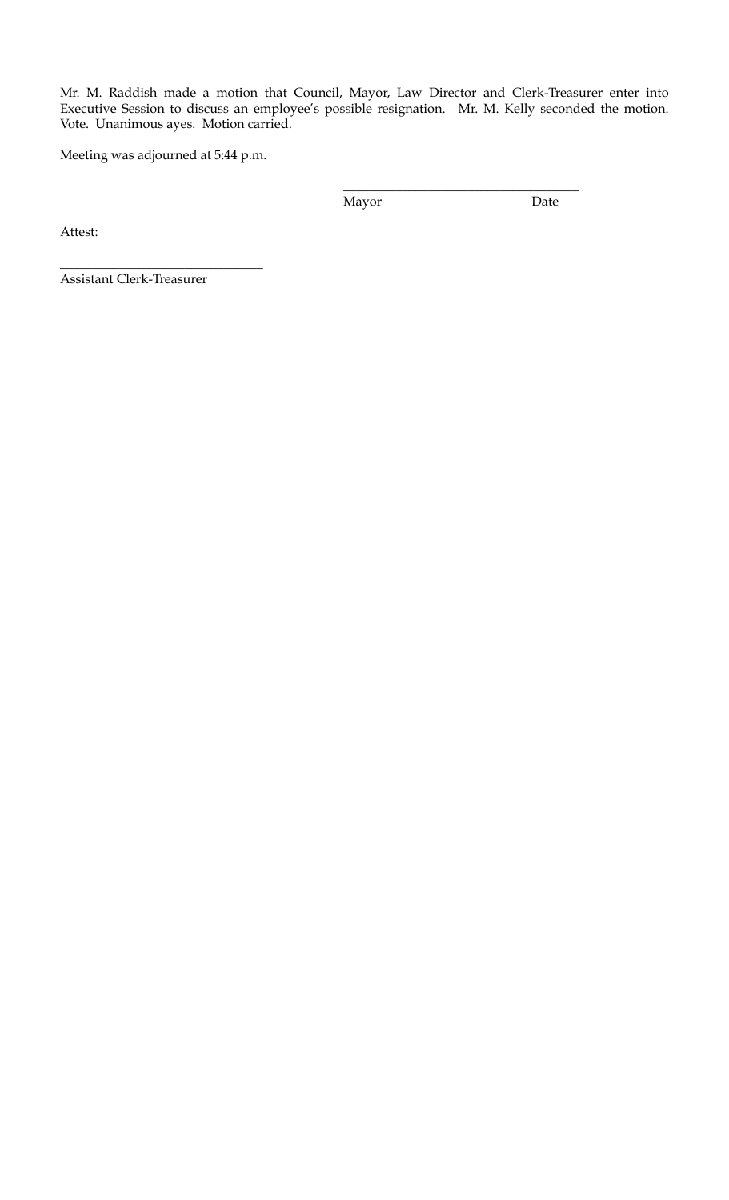Mr. M. Raddish made a motion that Council, Mayor, Law Director and Clerk-Treasurer enter into Executive Session to discuss an employee's possible resignation. Mr. M. Kelly seconded the motion. Vote. Unanimous ayes. Motion carried.

Meeting was adjourned at 5:44 p.m.

\_\_\_\_\_\_\_\_\_\_\_\_\_\_\_\_\_\_\_\_\_\_\_\_\_\_\_\_\_\_\_\_\_\_\_\_
Mayor Date

Attest:

\_\_\_\_\_\_\_\_\_\_\_\_\_\_\_\_\_\_\_\_\_\_\_\_\_\_\_\_\_\_\_\_
Assistant Clerk-Treasurer